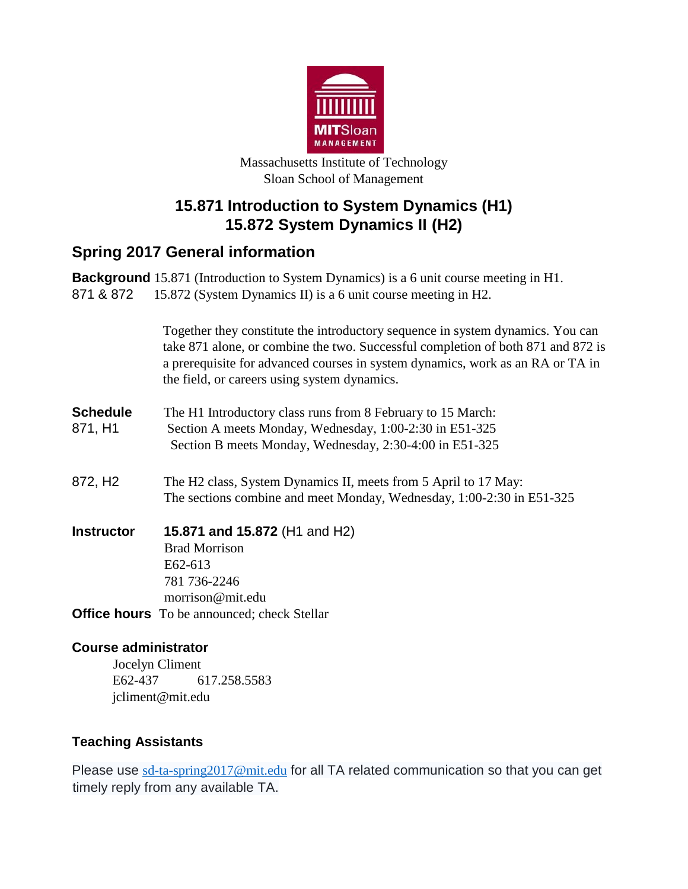Massachusetts Institute of Technology
Sloan School of Management

# 15.871 Introduction to System Dynamics (H1)
# 15.872 System Dynamics II (H2)

## Spring 2017 General information

**Background** 15.871 (Introduction to System Dynamics) is a 6 unit course meeting in H1.
871 & 872 15.872 (System Dynamics II) is a 6 unit course meeting in H2.

Together they constitute the introductory sequence in system dynamics. You can take 871 alone, or combine the two. Successful completion of both 871 and 872 is a prerequisite for advanced courses in system dynamics, work as an RA or TA in the field, or careers using system dynamics.

**Schedule**
871, H1

The H1 Introductory class runs from 8 February to 15 March:
Section A meets Monday, Wednesday, 1:00-2:30 in E51-325
Section B meets Monday, Wednesday, 2:30-4:00 in E51-325

872, H2

The H2 class, System Dynamics II, meets from 5 April to 17 May:
The sections combine and meet Monday, Wednesday, 1:00-2:30 in E51-325

**Instructor** **15.871 and 15.872** (H1 and H2)
Brad Morrison
E62-613
781 736-2246
morrison@mit.edu

**Office hours** To be announced; check Stellar

### Course administrator

Jocelyn Climent
E62-437 617.258.5583
jcliment@mit.edu

### Teaching Assistants

Please use sd-ta-spring2017@mit.edu for all TA related communication so that you can get timely reply from any available TA.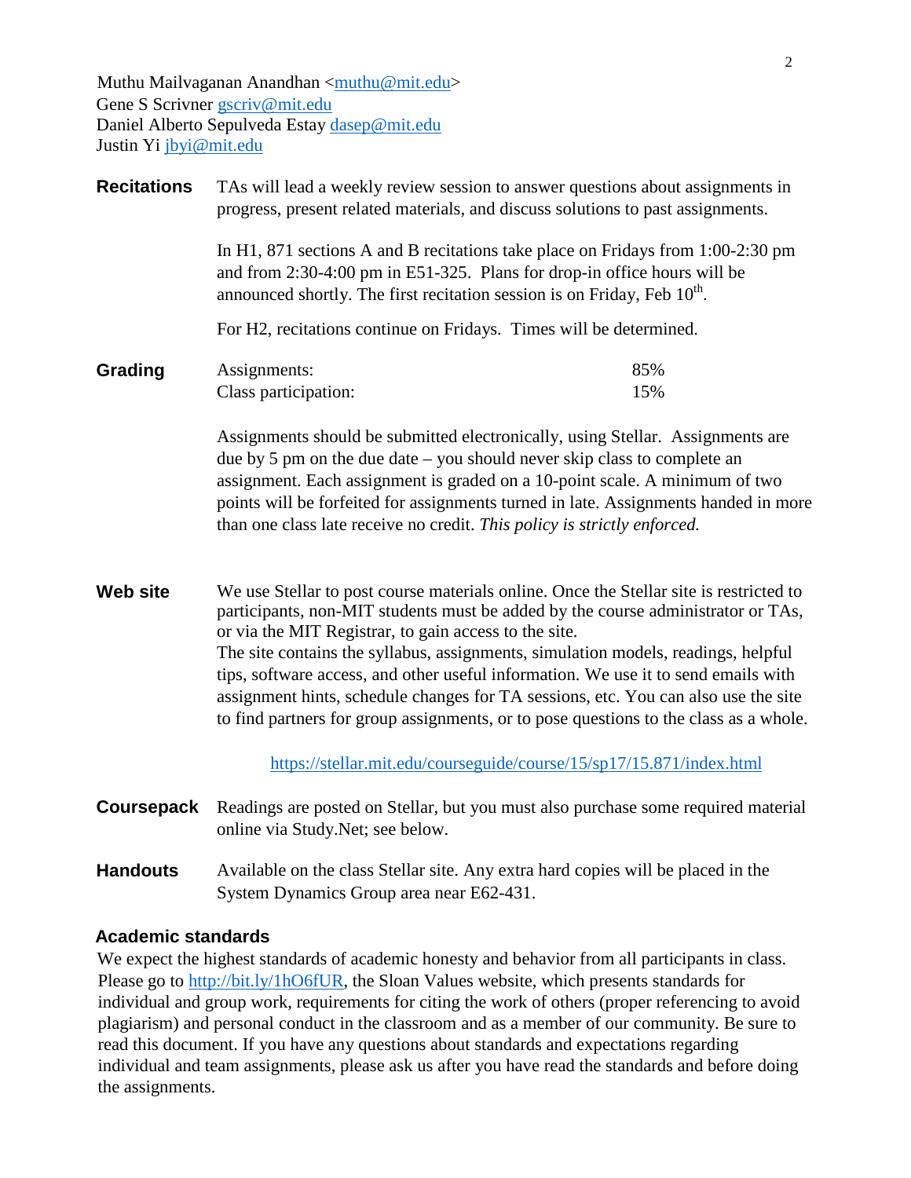Muthu Mailvaganan Anandhan <muthu@mit.edu>
Gene S Scrivner gscriv@mit.edu
Daniel Alberto Sepulveda Estay dasep@mit.edu
Justin Yi jbyi@mit.edu

**Recitations**

TAs will lead a weekly review session to answer questions about assignments in progress, present related materials, and discuss solutions to past assignments.

In H1, 871 sections A and B recitations take place on Fridays from 1:00-2:30 pm and from 2:30-4:00 pm in E51-325. Plans for drop-in office hours will be announced shortly. The first recitation session is on Friday, Feb 10th.

For H2, recitations continue on Fridays. Times will be determined.

**Grading**

| | |
|---|---|
| Assignments: | 85% |
| Class participation: | 15% |

Assignments should be submitted electronically, using Stellar. Assignments are due by 5 pm on the due date – you should never skip class to complete an assignment. Each assignment is graded on a 10-point scale. A minimum of two points will be forfeited for assignments turned in late. Assignments handed in more than one class late receive no credit. *This policy is strictly enforced.*

**Web site**

We use Stellar to post course materials online. Once the Stellar site is restricted to participants, non-MIT students must be added by the course administrator or TAs, or via the MIT Registrar, to gain access to the site.
The site contains the syllabus, assignments, simulation models, readings, helpful tips, software access, and other useful information. We use it to send emails with assignment hints, schedule changes for TA sessions, etc. You can also use the site to find partners for group assignments, or to pose questions to the class as a whole.

https://stellar.mit.edu/courseguide/course/15/sp17/15.871/index.html

**Coursepack**

Readings are posted on Stellar, but you must also purchase some required material online via Study.Net; see below.

**Handouts**

Available on the class Stellar site. Any extra hard copies will be placed in the System Dynamics Group area near E62-431.

## Academic standards

We expect the highest standards of academic honesty and behavior from all participants in class. Please go to http://bit.ly/1hO6fUR, the Sloan Values website, which presents standards for individual and group work, requirements for citing the work of others (proper referencing to avoid plagiarism) and personal conduct in the classroom and as a member of our community. Be sure to read this document. If you have any questions about standards and expectations regarding individual and team assignments, please ask us after you have read the standards and before doing the assignments.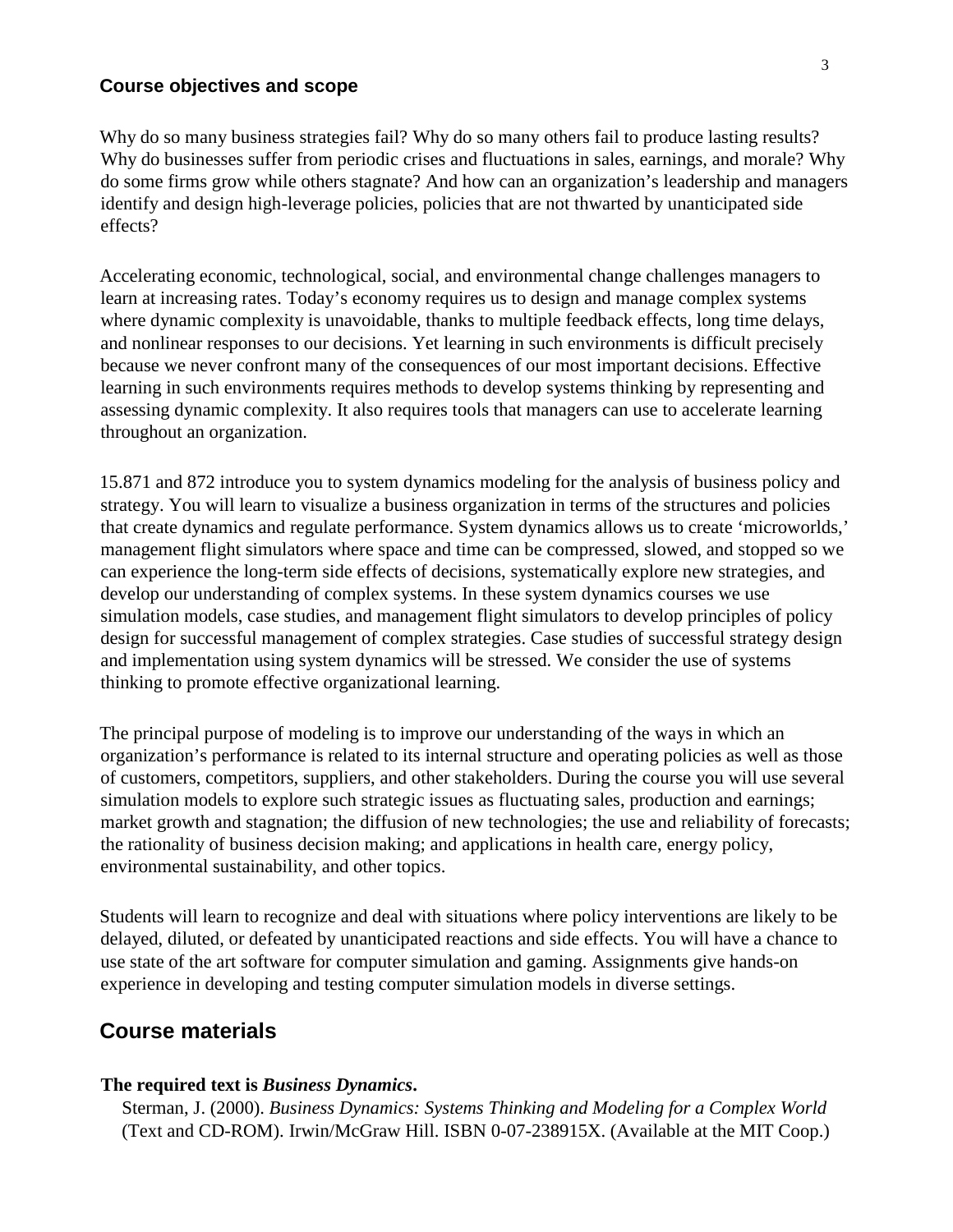## Course objectives and scope

Why do so many business strategies fail? Why do so many others fail to produce lasting results? Why do businesses suffer from periodic crises and fluctuations in sales, earnings, and morale? Why do some firms grow while others stagnate? And how can an organization's leadership and managers identify and design high-leverage policies, policies that are not thwarted by unanticipated side effects?

Accelerating economic, technological, social, and environmental change challenges managers to learn at increasing rates. Today's economy requires us to design and manage complex systems where dynamic complexity is unavoidable, thanks to multiple feedback effects, long time delays, and nonlinear responses to our decisions. Yet learning in such environments is difficult precisely because we never confront many of the consequences of our most important decisions. Effective learning in such environments requires methods to develop systems thinking by representing and assessing dynamic complexity. It also requires tools that managers can use to accelerate learning throughout an organization.

15.871 and 872 introduce you to system dynamics modeling for the analysis of business policy and strategy. You will learn to visualize a business organization in terms of the structures and policies that create dynamics and regulate performance. System dynamics allows us to create 'microworlds,' management flight simulators where space and time can be compressed, slowed, and stopped so we can experience the long-term side effects of decisions, systematically explore new strategies, and develop our understanding of complex systems. In these system dynamics courses we use simulation models, case studies, and management flight simulators to develop principles of policy design for successful management of complex strategies. Case studies of successful strategy design and implementation using system dynamics will be stressed. We consider the use of systems thinking to promote effective organizational learning.

The principal purpose of modeling is to improve our understanding of the ways in which an organization's performance is related to its internal structure and operating policies as well as those of customers, competitors, suppliers, and other stakeholders. During the course you will use several simulation models to explore such strategic issues as fluctuating sales, production and earnings; market growth and stagnation; the diffusion of new technologies; the use and reliability of forecasts; the rationality of business decision making; and applications in health care, energy policy, environmental sustainability, and other topics.

Students will learn to recognize and deal with situations where policy interventions are likely to be delayed, diluted, or defeated by unanticipated reactions and side effects. You will have a chance to use state of the art software for computer simulation and gaming. Assignments give hands-on experience in developing and testing computer simulation models in diverse settings.

## Course materials

**The required text is *Business Dynamics*.**

Sterman, J. (2000). *Business Dynamics: Systems Thinking and Modeling for a Complex World* (Text and CD-ROM). Irwin/McGraw Hill. ISBN 0-07-238915X. (Available at the MIT Coop.)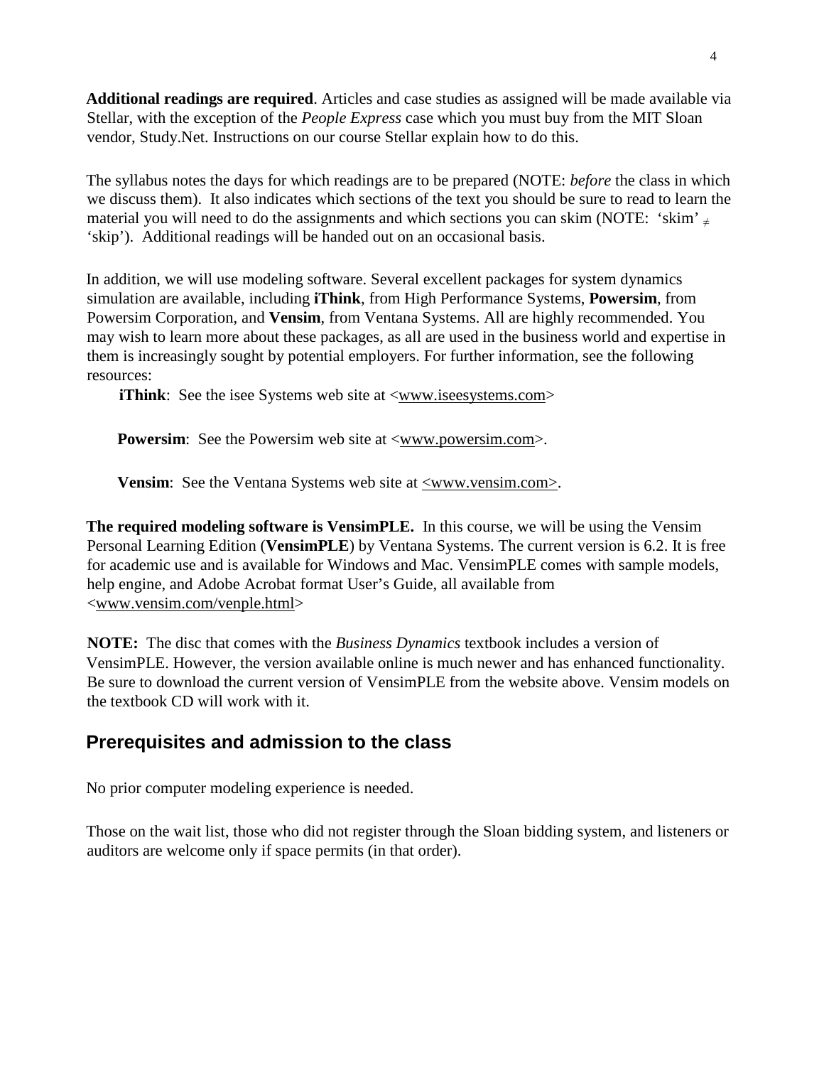**Additional readings are required**. Articles and case studies as assigned will be made available via Stellar, with the exception of the *People Express* case which you must buy from the MIT Sloan vendor, Study.Net. Instructions on our course Stellar explain how to do this.

The syllabus notes the days for which readings are to be prepared (NOTE: *before* the class in which we discuss them). It also indicates which sections of the text you should be sure to read to learn the material you will need to do the assignments and which sections you can skim (NOTE: 'skim' $\neq$ 'skip'). Additional readings will be handed out on an occasional basis.

In addition, we will use modeling software. Several excellent packages for system dynamics simulation are available, including **iThink**, from High Performance Systems, **Powersim**, from Powersim Corporation, and **Vensim**, from Ventana Systems. All are highly recommended. You may wish to learn more about these packages, as all are used in the business world and expertise in them is increasingly sought by potential employers. For further information, see the following resources:

**iThink**: See the isee Systems web site at <www.iseesystems.com>

**Powersim**: See the Powersim web site at <www.powersim.com>.

**Vensim**: See the Ventana Systems web site at <www.vensim.com>.

**The required modeling software is VensimPLE.** In this course, we will be using the Vensim Personal Learning Edition (**VensimPLE**) by Ventana Systems. The current version is 6.2. It is free for academic use and is available for Windows and Mac. VensimPLE comes with sample models, help engine, and Adobe Acrobat format User's Guide, all available from <www.vensim.com/venple.html>

**NOTE:** The disc that comes with the *Business Dynamics* textbook includes a version of VensimPLE. However, the version available online is much newer and has enhanced functionality. Be sure to download the current version of VensimPLE from the website above. Vensim models on the textbook CD will work with it.

## Prerequisites and admission to the class

No prior computer modeling experience is needed.

Those on the wait list, those who did not register through the Sloan bidding system, and listeners or auditors are welcome only if space permits (in that order).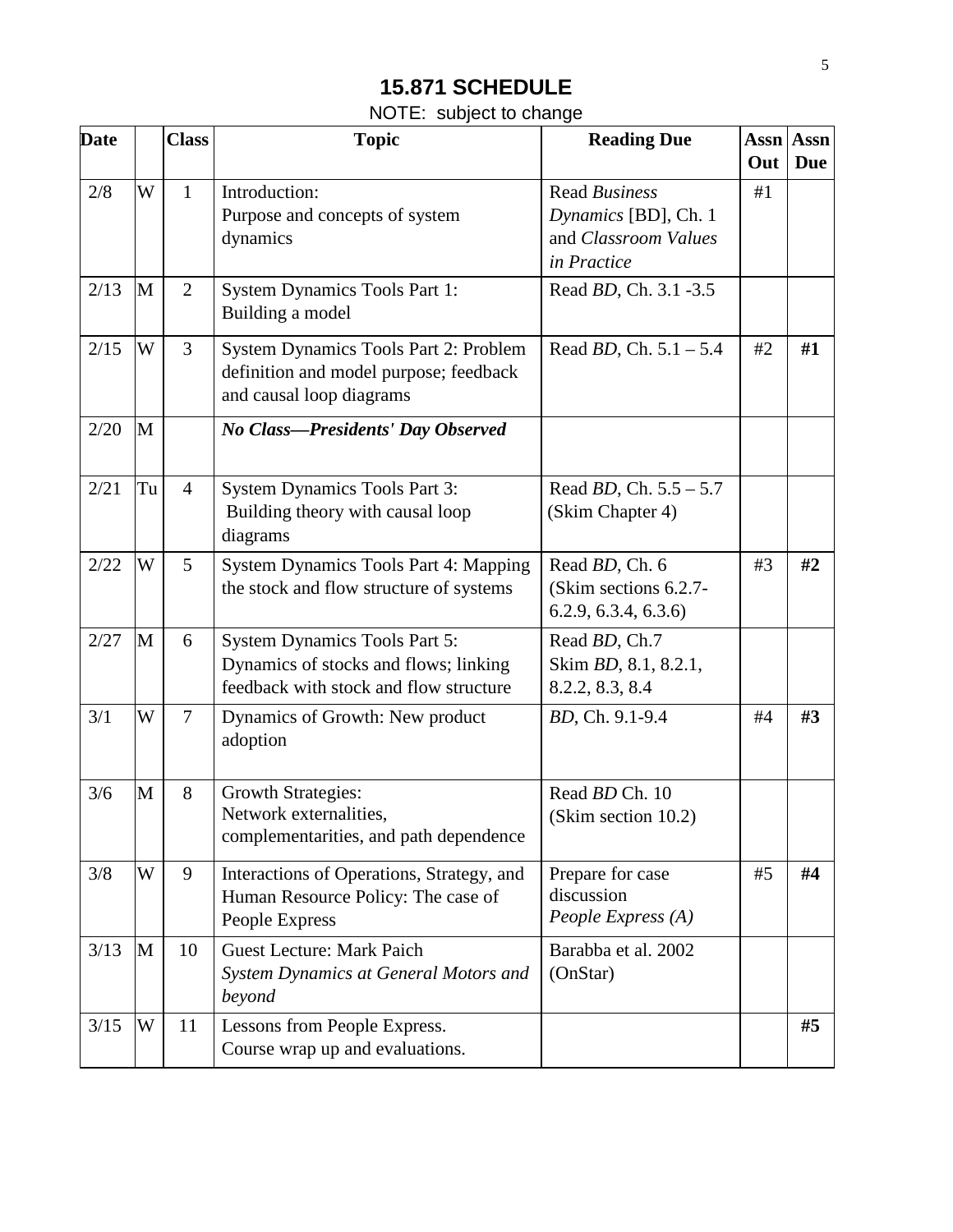## 15.871 SCHEDULE

NOTE: subject to change

| Date | | Class | Topic | Reading Due | Assn Out | Assn Due |
|---|---|---|---|---|---|---|
| 2/8 | W | 1 | Introduction: Purpose and concepts of system dynamics | Read *Business Dynamics* [BD], Ch. 1 and *Classroom Values in Practice* | #1 | |
| 2/13 | M | 2 | System Dynamics Tools Part 1: Building a model | Read *BD*, Ch. 3.1 -3.5 | | |
| 2/15 | W | 3 | System Dynamics Tools Part 2: Problem definition and model purpose; feedback and causal loop diagrams | Read *BD*, Ch. 5.1 – 5.4 | #2 | **#1** |
| 2/20 | M | | ***No Class—Presidents' Day Observed*** | | | |
| 2/21 | Tu | 4 | System Dynamics Tools Part 3: Building theory with causal loop diagrams | Read *BD*, Ch. 5.5 – 5.7 (Skim Chapter 4) | | |
| 2/22 | W | 5 | System Dynamics Tools Part 4: Mapping the stock and flow structure of systems | Read *BD*, Ch. 6 (Skim sections 6.2.7-6.2.9, 6.3.4, 6.3.6) | #3 | **#2** |
| 2/27 | M | 6 | System Dynamics Tools Part 5: Dynamics of stocks and flows; linking feedback with stock and flow structure | Read *BD*, Ch.7 Skim *BD*, 8.1, 8.2.1, 8.2.2, 8.3, 8.4 | | |
| 3/1 | W | 7 | Dynamics of Growth: New product adoption | *BD*, Ch. 9.1-9.4 | #4 | **#3** |
| 3/6 | M | 8 | Growth Strategies: Network externalities, complementarities, and path dependence | Read *BD* Ch. 10 (Skim section 10.2) | | |
| 3/8 | W | 9 | Interactions of Operations, Strategy, and Human Resource Policy: The case of People Express | Prepare for case discussion *People Express (A)* | #5 | **#4** |
| 3/13 | M | 10 | Guest Lecture: Mark Paich *System Dynamics at General Motors and beyond* | Barabba et al. 2002 (OnStar) | | |
| 3/15 | W | 11 | Lessons from People Express. Course wrap up and evaluations. | | | **#5** |